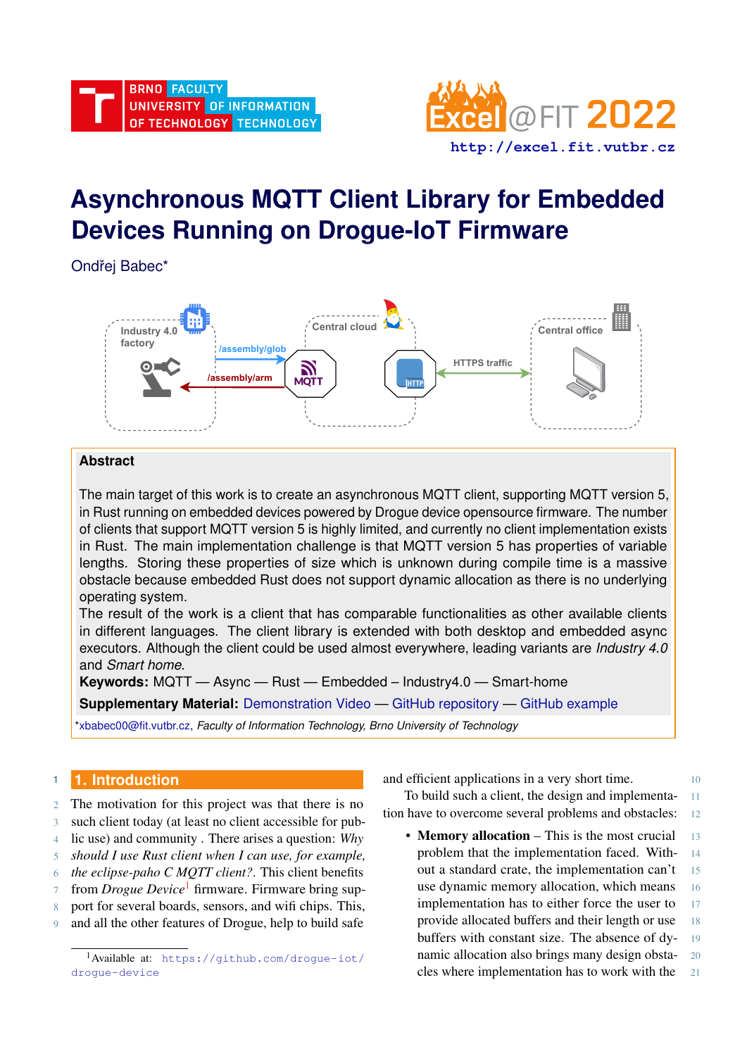# Asynchronous MQTT Client Library for Embedded Devices Running on Drogue-IoT Firmware

Ondřej Babec*

## Abstract

The main target of this work is to create an asynchronous MQTT client, supporting MQTT version 5, in Rust running on embedded devices powered by Drogue device opensource firmware. The number of clients that support MQTT version 5 is highly limited, and currently no client implementation exists in Rust. The main implementation challenge is that MQTT version 5 has properties of variable lengths. Storing these properties of size which is unknown during compile time is a massive obstacle because embedded Rust does not support dynamic allocation as there is no underlying operating system.

The result of the work is a client that has comparable functionalities as other available clients in different languages. The client library is extended with both desktop and embedded async executors. Although the client could be used almost everywhere, leading variants are *Industry 4.0* and *Smart home*.

**Keywords:** MQTT — Async — Rust — Embedded – Industry4.0 — Smart-home

**Supplementary Material:** Demonstration Video — GitHub repository — GitHub example

*xbabec00@fit.vutbr.cz, *Faculty of Information Technology, Brno University of Technology*

## 1. Introduction

The motivation for this project was that there is no such client today (at least no client accessible for public use) and community . There arises a question: *Why should I use Rust client when I can use, for example, the eclipse-paho C MQTT client?*. This client benefits from *Drogue Device*[1] firmware. Firmware bring support for several boards, sensors, and wifi chips. This, and all the other features of Drogue, help to build safe and efficient applications in a very short time.

To build such a client, the design and implementation have to overcome several problems and obstacles:

- **Memory allocation** – This is the most crucial problem that the implementation faced. Without a standard crate, the implementation can't use dynamic memory allocation, which means implementation has to either force the user to provide allocated buffers and their length or use buffers with constant size. The absence of dynamic allocation also brings many design obstacles where implementation has to work with the

[1] Available at: https://github.com/drogue-iot/drogue-device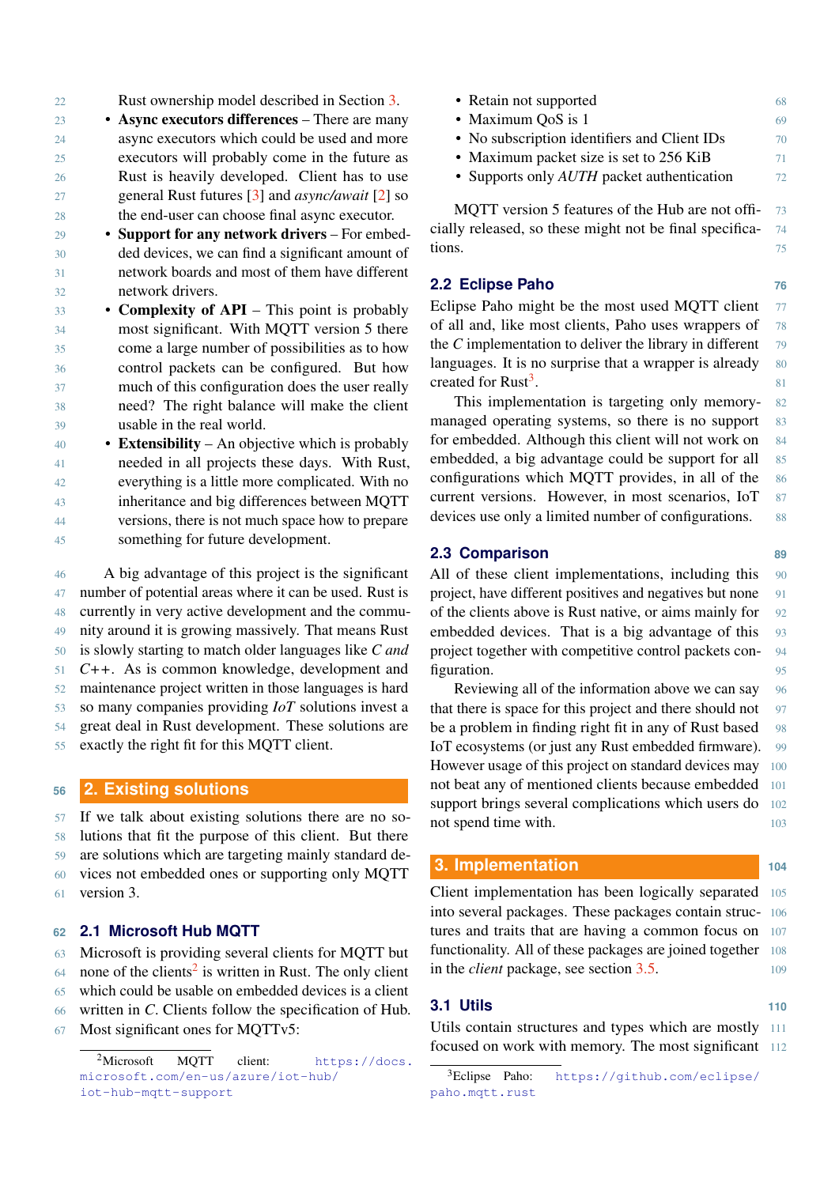Rust ownership model described in Section 3.

- **Async executors differences** – There are many async executors which could be used and more executors will probably come in the future as Rust is heavily developed. Client has to use general Rust futures [3] and *async/await* [2] so the end-user can choose final async executor.
- **Support for any network drivers** – For embedded devices, we can find a significant amount of network boards and most of them have different network drivers.
- **Complexity of API** – This point is probably most significant. With MQTT version 5 there come a large number of possibilities as to how control packets can be configured. But how much of this configuration does the user really need? The right balance will make the client usable in the real world.
- **Extensibility** – An objective which is probably needed in all projects these days. With Rust, everything is a little more complicated. With no inheritance and big differences between MQTT versions, there is not much space how to prepare something for future development.

A big advantage of this project is the significant number of potential areas where it can be used. Rust is currently in very active development and the community around it is growing massively. That means Rust is slowly starting to match older languages like *C and C++*. As is common knowledge, development and maintenance project written in those languages is hard so many companies providing *IoT* solutions invest a great deal in Rust development. These solutions are exactly the right fit for this MQTT client.

## 2. Existing solutions

If we talk about existing solutions there are no solutions that fit the purpose of this client. But there are solutions which are targeting mainly standard devices not embedded ones or supporting only MQTT version 3.

### 2.1 Microsoft Hub MQTT

Microsoft is providing several clients for MQTT but none of the clients[2] is written in Rust. The only client which could be usable on embedded devices is a client written in *C*. Clients follow the specification of Hub. Most significant ones for MQTTv5:

- Retain not supported
- Maximum QoS is 1
- No subscription identifiers and Client IDs
- Maximum packet size is set to 256 KiB
- Supports only *AUTH* packet authentication

MQTT version 5 features of the Hub are not officially released, so these might not be final specifications.

### 2.2 Eclipse Paho

Eclipse Paho might be the most used MQTT client of all and, like most clients, Paho uses wrappers of the *C* implementation to deliver the library in different languages. It is no surprise that a wrapper is already created for Rust[3].

This implementation is targeting only memory-managed operating systems, so there is no support for embedded. Although this client will not work on embedded, a big advantage could be support for all configurations which MQTT provides, in all of the current versions. However, in most scenarios, IoT devices use only a limited number of configurations.

### 2.3 Comparison

All of these client implementations, including this project, have different positives and negatives but none of the clients above is Rust native, or aims mainly for embedded devices. That is a big advantage of this project together with competitive control packets configuration.

Reviewing all of the information above we can say that there is space for this project and there should not be a problem in finding right fit in any of Rust based IoT ecosystems (or just any Rust embedded firmware). However usage of this project on standard devices may not beat any of mentioned clients because embedded support brings several complications which users do not spend time with.

## 3. Implementation

Client implementation has been logically separated into several packages. These packages contain structures and traits that are having a common focus on functionality. All of these packages are joined together in the *client* package, see section 3.5.

### 3.1 Utils

Utils contain structures and types which are mostly focused on work with memory. The most significant

---

[2] Microsoft MQTT client: https://docs.microsoft.com/en-us/azure/iot-hub/iot-hub-mqtt-support

[3] Eclipse Paho: https://github.com/eclipse/paho.mqtt.rust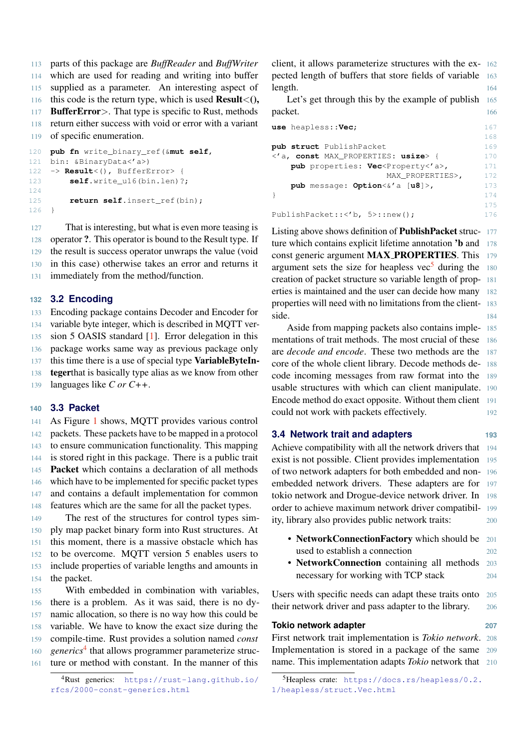parts of this package are *BuffReader* and *BuffWriter* which are used for reading and writing into buffer supplied as a parameter. An interesting aspect of this code is the return type, which is used **Result<(), BufferError>**. That type is specific to Rust, methods return either success with void or error with a variant of specific enumeration.

```
pub fn write_binary_ref(&mut self,
bin: &BinaryData<'a>)
-> Result<(), BufferError> {
    self.write_u16(bin.len)?;

    return self.insert_ref(bin);
}
```

That is interesting, but what is even more teasing is operator **?**. This operator is bound to the Result type. If the result is success operator unwraps the value (void in this case) otherwise takes an error and returns it immediately from the method/function.

## 3.2 Encoding

Encoding package contains Decoder and Encoder for variable byte integer, which is described in MQTT version 5 OASIS standard [1]. Error delegation in this package works same way as previous package only this time there is a use of special type **VariableByteInteger**that is basically type alias as we know from other languages like *C or C++*.

## 3.3 Packet

As Figure 1 shows, MQTT provides various control packets. These packets have to be mapped in a protocol to ensure communication functionality. This mapping is stored right in this package. There is a public trait **Packet** which contains a declaration of all methods which have to be implemented for specific packet types and contains a default implementation for common features which are the same for all the packet types.

The rest of the structures for control types simply map packet binary form into Rust structures. At this moment, there is a massive obstacle which has to be overcome. MQTT version 5 enables users to include properties of variable lengths and amounts in the packet.

With embedded in combination with variables, there is a problem. As it was said, there is no dynamic allocation, so there is no way how this could be variable. We have to know the exact size during the compile-time. Rust provides a solution named *const generics*[4] that allows programmer parameterize structure or method with constant. In the manner of this client, it allows parameterize structures with the expected length of buffers that store fields of variable length.

Let's get through this by the example of publish packet.

```
use heapless::Vec;

pub struct PublishPacket
<'a, const MAX_PROPERTIES: usize> {
    pub properties: Vec<Property<'a>,
                        MAX_PROPERTIES>,
    pub message: Option<&'a [u8]>,
}

PublishPacket::<'b, 5>::new();
```

Listing above shows definition of **PublishPacket** structure which contains explicit lifetime annotation **'b** and const generic argument **MAX_PROPERTIES**. This argument sets the size for heapless vec[5] during the creation of packet structure so variable length of properties is maintained and the user can decide how many properties will need with no limitations from the client-side.

Aside from mapping packets also contains implementations of trait methods. The most crucial of these are *decode and encode*. These two methods are the core of the whole client library. Decode methods decode incoming messages from raw format into the usable structures with which can client manipulate. Encode method do exact opposite. Without them client could not work with packets effectively.

## 3.4 Network trait and adapters

Achieve compatibility with all the network drivers that exist is not possible. Client provides implementation of two network adapters for both embedded and non-embedded network drivers. These adapters are for tokio network and Drogue-device network driver. In order to achieve maximum network driver compatibility, library also provides public network traits:

- **NetworkConnectionFactory** which should be used to establish a connection
- **NetworkConnection** containing all methods necessary for working with TCP stack

Users with specific needs can adapt these traits onto their network driver and pass adapter to the library.

### Tokio network adapter

First network trait implementation is *Tokio network*. Implementation is stored in a package of the same name. This implementation adapts *Tokio* network that

[4] Rust generics: https://rust-lang.github.io/rfcs/2000-const-generics.html

[5] Heapless crate: https://docs.rs/heapless/0.2.1/heapless/struct.Vec.html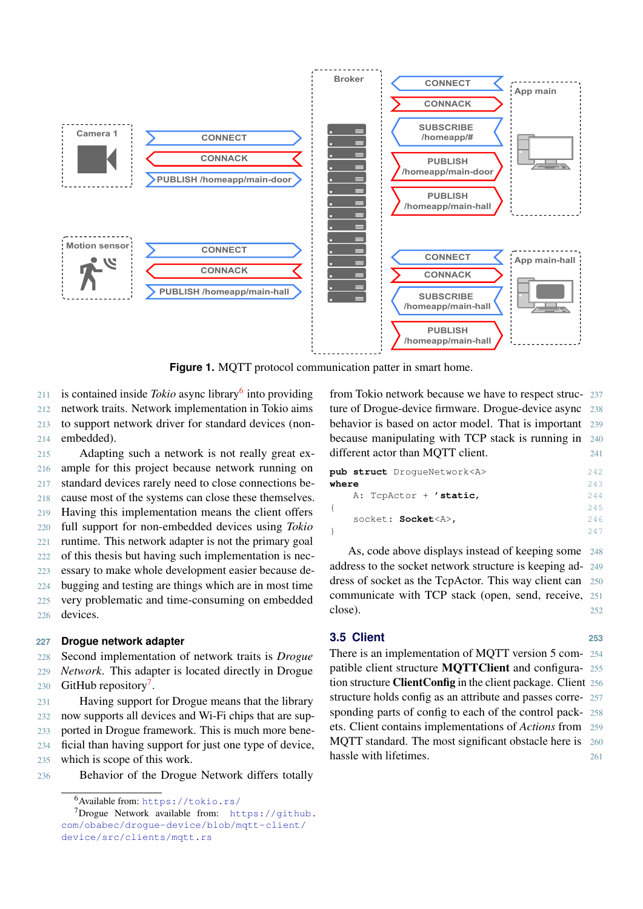**Figure 1.** MQTT protocol communication patter in smart home.

is contained inside *Tokio* async library[6] into providing network traits. Network implementation in Tokio aims to support network driver for standard devices (non-embedded).

Adapting such a network is not really great example for this project because network running on standard devices rarely need to close connections because most of the systems can close these themselves. Having this implementation means the client offers full support for non-embedded devices using *Tokio* runtime. This network adapter is not the primary goal of this thesis but having such implementation is necessary to make whole development easier because debugging and testing are things which are in most time very problematic and time-consuming on embedded devices.

### Drogue network adapter

Second implementation of network traits is *Drogue Network*. This adapter is located directly in Drogue GitHub repository[7].

Having support for Drogue means that the library now supports all devices and Wi-Fi chips that are supported in Drogue framework. This is much more beneficial than having support for just one type of device, which is scope of this work.

Behavior of the Drogue Network differs totally from Tokio network because we have to respect structure of Drogue-device firmware. Drogue-device async behavior is based on actor model. That is important because manipulating with TCP stack is running in different actor than MQTT client.

```
pub struct DrogueNetwork<A>
where
    A: TcpActor + 'static,
{
    socket: Socket<A>,
}
```

As, code above displays instead of keeping some address to the socket network structure is keeping address of socket as the TcpActor. This way client can communicate with TCP stack (open, send, receive, close).

## 3.5 Client

There is an implementation of MQTT version 5 compatible client structure **MQTTClient** and configuration structure **ClientConfig** in the client package. Client structure holds config as an attribute and passes corresponding parts of config to each of the control packets. Client contains implementations of *Actions* from MQTT standard. The most significant obstacle here is hassle with lifetimes.

[6] Available from: https://tokio.rs/

[7] Drogue Network available from: https://github.com/obabec/drogue-device/blob/mqtt-client/device/src/clients/mqtt.rs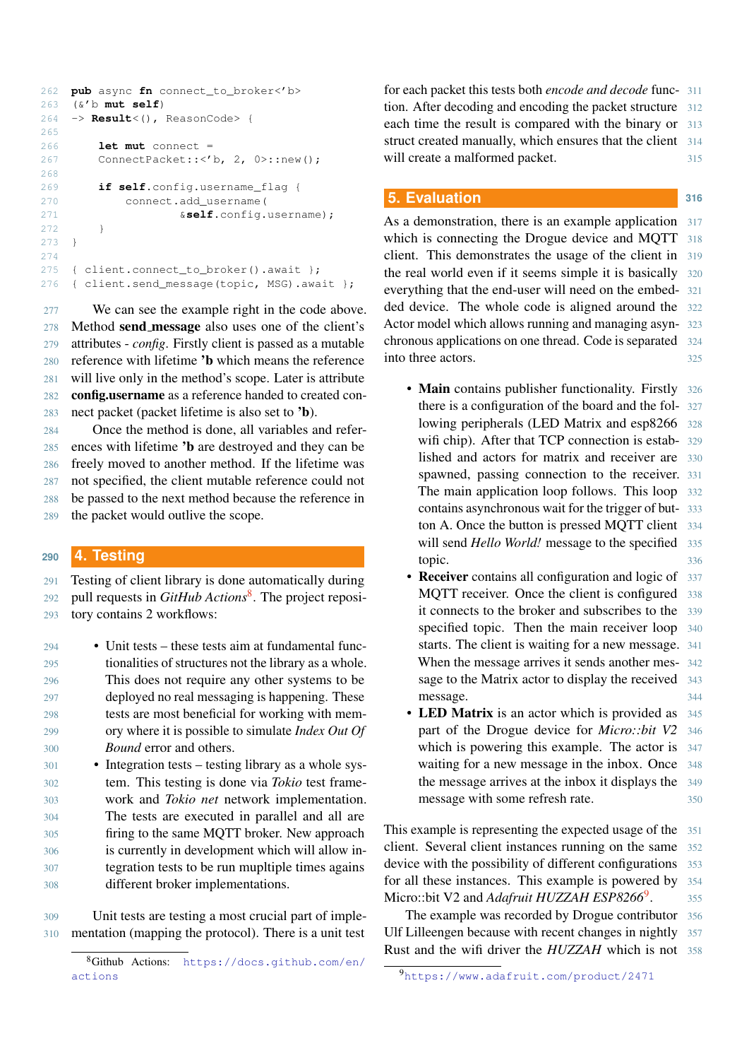```
pub async fn connect_to_broker<'b>
(&'b mut self)
-> Result<(), ReasonCode> {

    let mut connect =
    ConnectPacket::<'b, 2, 0>::new();

    if self.config.username_flag {
        connect.add_username(
                &self.config.username);
    }
}

{ client.connect_to_broker().await };
{ client.send_message(topic, MSG).await };
```

We can see the example right in the code above. Method **send_message** also uses one of the client's attributes - *config*. Firstly client is passed as a mutable reference with lifetime **'b** which means the reference will live only in the method's scope. Later is attribute **config.username** as a reference handed to created connect packet (packet lifetime is also set to **'b**).

Once the method is done, all variables and references with lifetime **'b** are destroyed and they can be freely moved to another method. If the lifetime was not specified, the client mutable reference could not be passed to the next method because the reference in the packet would outlive the scope.

## 4. Testing

Testing of client library is done automatically during pull requests in *GitHub Actions*[8]. The project repository contains 2 workflows:

- Unit tests – these tests aim at fundamental functionalities of structures not the library as a whole. This does not require any other systems to be deployed no real messaging is happening. These tests are most beneficial for working with memory where it is possible to simulate *Index Out Of Bound* error and others.
- Integration tests – testing library as a whole system. This testing is done via *Tokio* test framework and *Tokio net* network implementation. The tests are executed in parallel and all are firing to the same MQTT broker. New approach is currently in development which will allow integration tests to be run mupltiple times agains different broker implementations.

Unit tests are testing a most crucial part of implementation (mapping the protocol). There is a unit test for each packet this tests both *encode and decode* function. After decoding and encoding the packet structure each time the result is compared with the binary or struct created manually, which ensures that the client will create a malformed packet.

## 5. Evaluation

As a demonstration, there is an example application which is connecting the Drogue device and MQTT client. This demonstrates the usage of the client in the real world even if it seems simple it is basically everything that the end-user will need on the embedded device. The whole code is aligned around the Actor model which allows running and managing asynchronous applications on one thread. Code is separated into three actors.

- **Main** contains publisher functionality. Firstly there is a configuration of the board and the following peripherals (LED Matrix and esp8266 wifi chip). After that TCP connection is established and actors for matrix and receiver are spawned, passing connection to the receiver. The main application loop follows. This loop contains asynchronous wait for the trigger of button A. Once the button is pressed MQTT client will send *Hello World!* message to the specified topic.
- **Receiver** contains all configuration and logic of MQTT receiver. Once the client is configured it connects to the broker and subscribes to the specified topic. Then the main receiver loop starts. The client is waiting for a new message. When the message arrives it sends another message to the Matrix actor to display the received message.
- **LED Matrix** is an actor which is provided as part of the Drogue device for *Micro::bit V2* which is powering this example. The actor is waiting for a new message in the inbox. Once the message arrives at the inbox it displays the message with some refresh rate.

This example is representing the expected usage of the client. Several client instances running on the same device with the possibility of different configurations for all these instances. This example is powered by Micro::bit V2 and *Adafruit HUZZAH ESP8266*[9].

The example was recorded by Drogue contributor Ulf Lilleengen because with recent changes in nightly Rust and the wifi driver the *HUZZAH* which is not

[8] Github Actions: https://docs.github.com/en/actions

[9] https://www.adafruit.com/product/2471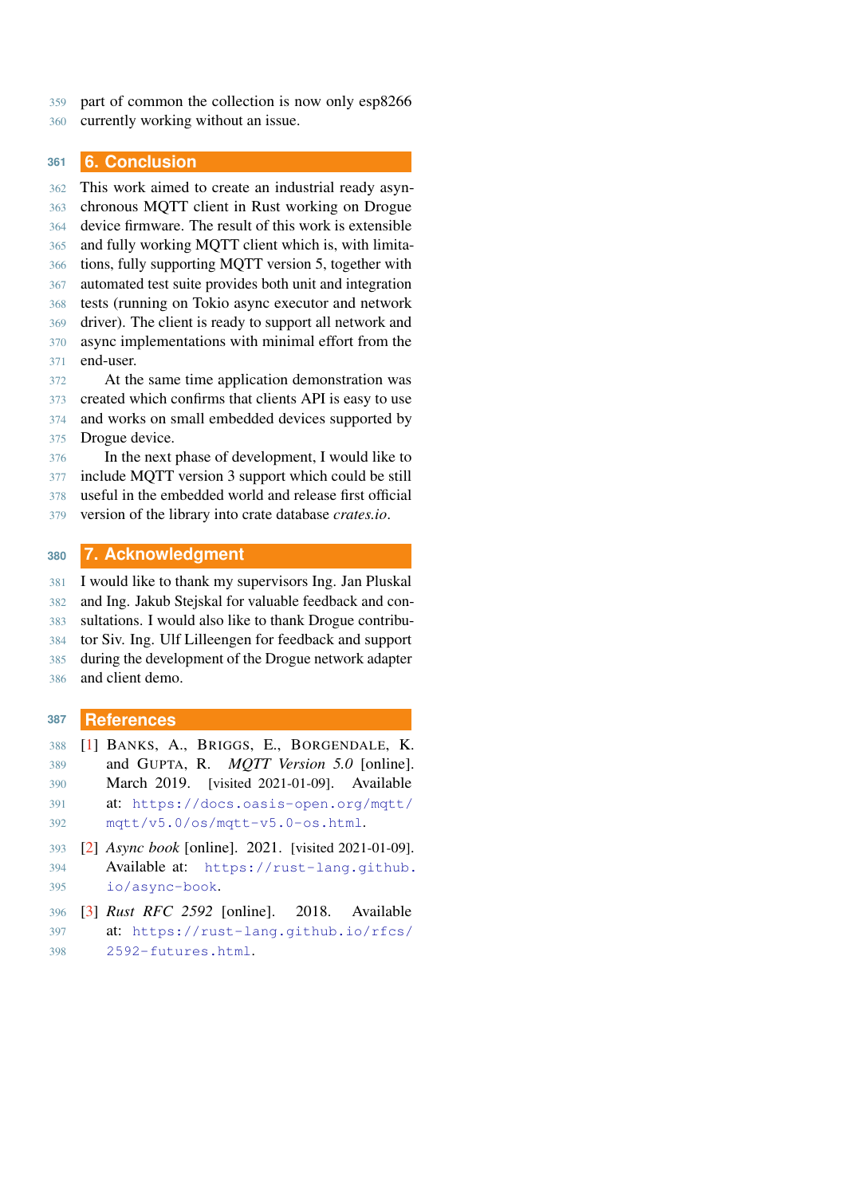part of common the collection is now only esp8266 currently working without an issue.

## 6. Conclusion

This work aimed to create an industrial ready asynchronous MQTT client in Rust working on Drogue device firmware. The result of this work is extensible and fully working MQTT client which is, with limitations, fully supporting MQTT version 5, together with automated test suite provides both unit and integration tests (running on Tokio async executor and network driver). The client is ready to support all network and async implementations with minimal effort from the end-user.

At the same time application demonstration was created which confirms that clients API is easy to use and works on small embedded devices supported by Drogue device.

In the next phase of development, I would like to include MQTT version 3 support which could be still useful in the embedded world and release first official version of the library into crate database *crates.io*.

## 7. Acknowledgment

I would like to thank my supervisors Ing. Jan Pluskal and Ing. Jakub Stejskal for valuable feedback and consultations. I would also like to thank Drogue contributor Siv. Ing. Ulf Lilleengen for feedback and support during the development of the Drogue network adapter and client demo.

## References

[1] Banks, A., Briggs, E., Borgendale, K. and Gupta, R. *MQTT Version 5.0* [online]. March 2019. [visited 2021-01-09]. Available at: https://docs.oasis-open.org/mqtt/mqtt/v5.0/os/mqtt-v5.0-os.html.

[2] *Async book* [online]. 2021. [visited 2021-01-09]. Available at: https://rust-lang.github.io/async-book.

[3] *Rust RFC 2592* [online]. 2018. Available at: https://rust-lang.github.io/rfcs/2592-futures.html.